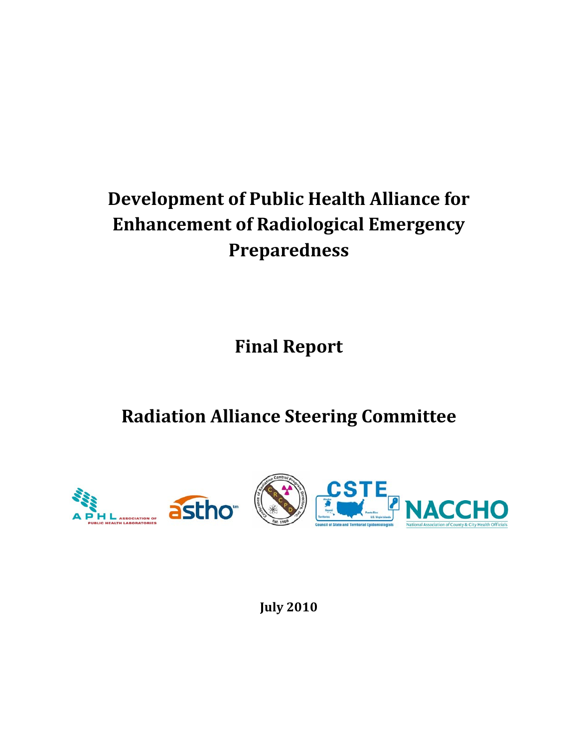# Development of Public Health Alliance for Enhancement of Radiological Emergency Preparedness

## Final Report

## Radiation Alliance Steering Committee

**July 2010**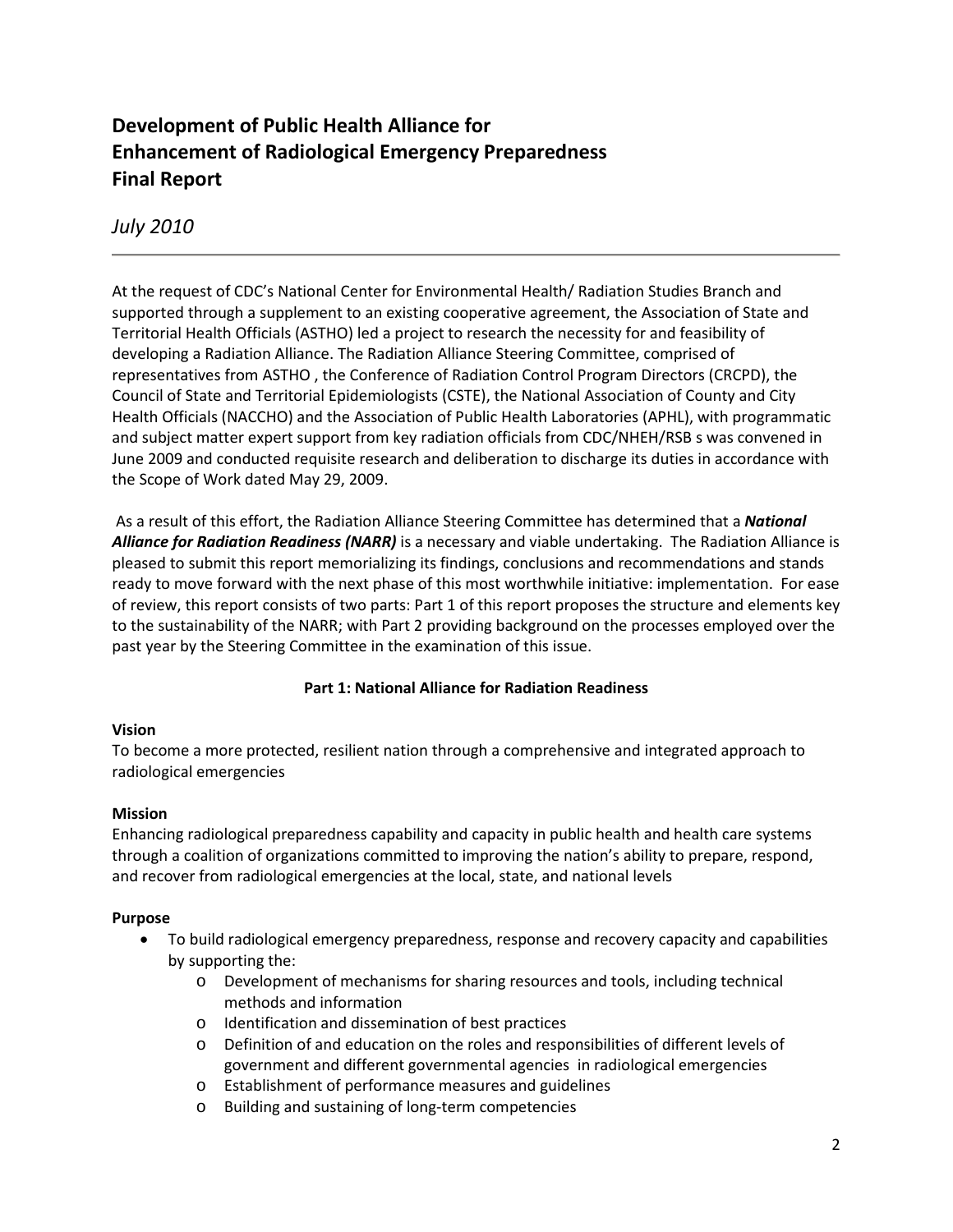# Development of Public Health Alliance for Enhancement of Radiological Emergency Preparedness Final Report

*July 2010*

---

At the request of CDC's National Center for Environmental Health/ Radiation Studies Branch and supported through a supplement to an existing cooperative agreement, the Association of State and Territorial Health Officials (ASTHO) led a project to research the necessity for and feasibility of developing a Radiation Alliance. The Radiation Alliance Steering Committee, comprised of representatives from ASTHO , the Conference of Radiation Control Program Directors (CRCPD), the Council of State and Territorial Epidemiologists (CSTE), the National Association of County and City Health Officials (NACCHO) and the Association of Public Health Laboratories (APHL), with programmatic and subject matter expert support from key radiation officials from CDC/NHEH/RSB s was convened in June 2009 and conducted requisite research and deliberation to discharge its duties in accordance with the Scope of Work dated May 29, 2009.

As a result of this effort, the Radiation Alliance Steering Committee has determined that a ***National Alliance for Radiation Readiness (NARR)*** is a necessary and viable undertaking. The Radiation Alliance is pleased to submit this report memorializing its findings, conclusions and recommendations and stands ready to move forward with the next phase of this most worthwhile initiative: implementation. For ease of review, this report consists of two parts: Part 1 of this report proposes the structure and elements key to the sustainability of the NARR; with Part 2 providing background on the processes employed over the past year by the Steering Committee in the examination of this issue.

## Part 1: National Alliance for Radiation Readiness

### Vision

To become a more protected, resilient nation through a comprehensive and integrated approach to radiological emergencies

### Mission

Enhancing radiological preparedness capability and capacity in public health and health care systems through a coalition of organizations committed to improving the nation's ability to prepare, respond, and recover from radiological emergencies at the local, state, and national levels

### Purpose

- To build radiological emergency preparedness, response and recovery capacity and capabilities by supporting the:
  - Development of mechanisms for sharing resources and tools, including technical methods and information
  - Identification and dissemination of best practices
  - Definition of and education on the roles and responsibilities of different levels of government and different governmental agencies in radiological emergencies
  - Establishment of performance measures and guidelines
  - Building and sustaining of long-term competencies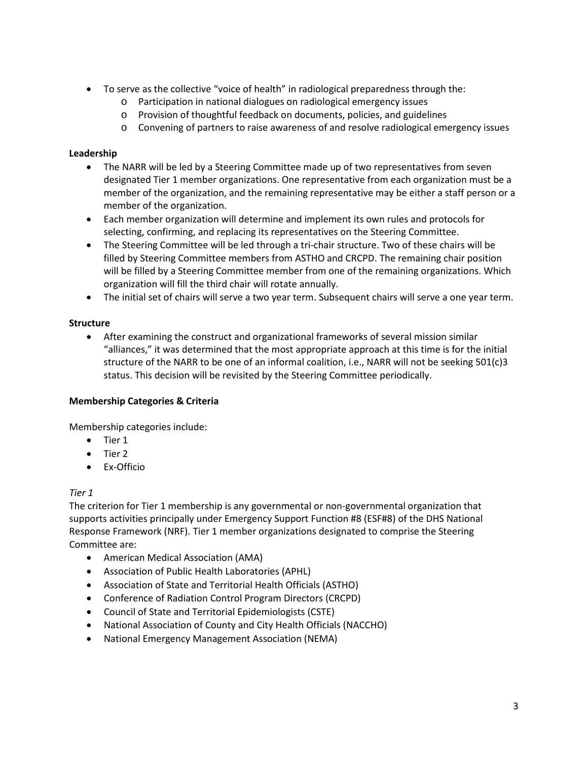- To serve as the collective "voice of health" in radiological preparedness through the:
  - Participation in national dialogues on radiological emergency issues
  - Provision of thoughtful feedback on documents, policies, and guidelines
  - Convening of partners to raise awareness of and resolve radiological emergency issues

**Leadership**

- The NARR will be led by a Steering Committee made up of two representatives from seven designated Tier 1 member organizations. One representative from each organization must be a member of the organization, and the remaining representative may be either a staff person or a member of the organization.
- Each member organization will determine and implement its own rules and protocols for selecting, confirming, and replacing its representatives on the Steering Committee.
- The Steering Committee will be led through a tri-chair structure. Two of these chairs will be filled by Steering Committee members from ASTHO and CRCPD. The remaining chair position will be filled by a Steering Committee member from one of the remaining organizations. Which organization will fill the third chair will rotate annually.
- The initial set of chairs will serve a two year term. Subsequent chairs will serve a one year term.

**Structure**

- After examining the construct and organizational frameworks of several mission similar "alliances," it was determined that the most appropriate approach at this time is for the initial structure of the NARR to be one of an informal coalition, i.e., NARR will not be seeking 501(c)3 status. This decision will be revisited by the Steering Committee periodically.

**Membership Categories & Criteria**

Membership categories include:

- Tier 1
- Tier 2
- Ex-Officio

*Tier 1*

The criterion for Tier 1 membership is any governmental or non-governmental organization that supports activities principally under Emergency Support Function #8 (ESF#8) of the DHS National Response Framework (NRF). Tier 1 member organizations designated to comprise the Steering Committee are:

- American Medical Association (AMA)
- Association of Public Health Laboratories (APHL)
- Association of State and Territorial Health Officials (ASTHO)
- Conference of Radiation Control Program Directors (CRCPD)
- Council of State and Territorial Epidemiologists (CSTE)
- National Association of County and City Health Officials (NACCHO)
- National Emergency Management Association (NEMA)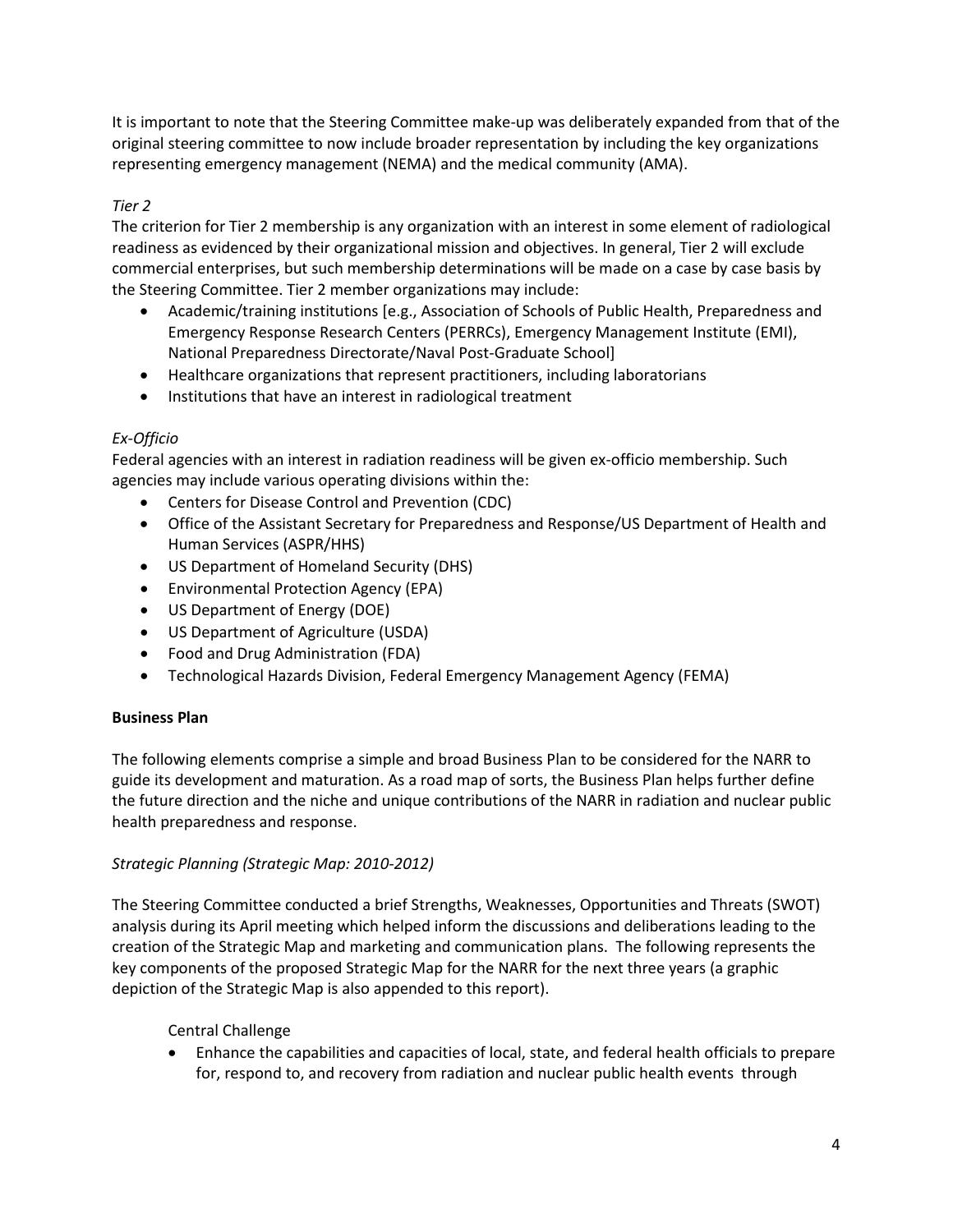It is important to note that the Steering Committee make-up was deliberately expanded from that of the original steering committee to now include broader representation by including the key organizations representing emergency management (NEMA) and the medical community (AMA).

*Tier 2*

The criterion for Tier 2 membership is any organization with an interest in some element of radiological readiness as evidenced by their organizational mission and objectives. In general, Tier 2 will exclude commercial enterprises, but such membership determinations will be made on a case by case basis by the Steering Committee. Tier 2 member organizations may include:

- Academic/training institutions [e.g., Association of Schools of Public Health, Preparedness and Emergency Response Research Centers (PERRCs), Emergency Management Institute (EMI), National Preparedness Directorate/Naval Post-Graduate School]
- Healthcare organizations that represent practitioners, including laboratorians
- Institutions that have an interest in radiological treatment

*Ex-Officio*

Federal agencies with an interest in radiation readiness will be given ex-officio membership. Such agencies may include various operating divisions within the:

- Centers for Disease Control and Prevention (CDC)
- Office of the Assistant Secretary for Preparedness and Response/US Department of Health and Human Services (ASPR/HHS)
- US Department of Homeland Security (DHS)
- Environmental Protection Agency (EPA)
- US Department of Energy (DOE)
- US Department of Agriculture (USDA)
- Food and Drug Administration (FDA)
- Technological Hazards Division, Federal Emergency Management Agency (FEMA)

**Business Plan**

The following elements comprise a simple and broad Business Plan to be considered for the NARR to guide its development and maturation. As a road map of sorts, the Business Plan helps further define the future direction and the niche and unique contributions of the NARR in radiation and nuclear public health preparedness and response.

*Strategic Planning (Strategic Map: 2010-2012)*

The Steering Committee conducted a brief Strengths, Weaknesses, Opportunities and Threats (SWOT) analysis during its April meeting which helped inform the discussions and deliberations leading to the creation of the Strategic Map and marketing and communication plans. The following represents the key components of the proposed Strategic Map for the NARR for the next three years (a graphic depiction of the Strategic Map is also appended to this report).

Central Challenge

- Enhance the capabilities and capacities of local, state, and federal health officials to prepare for, respond to, and recovery from radiation and nuclear public health events through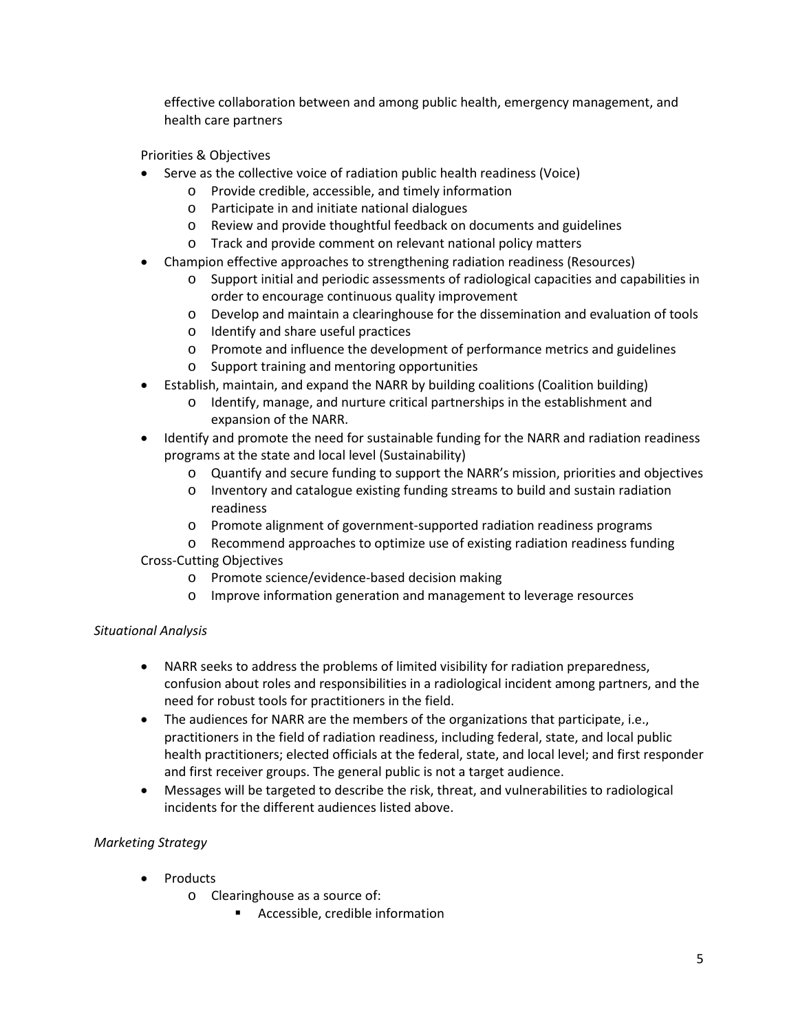effective collaboration between and among public health, emergency management, and health care partners

Priorities & Objectives

- Serve as the collective voice of radiation public health readiness (Voice)
  - Provide credible, accessible, and timely information
  - Participate in and initiate national dialogues
  - Review and provide thoughtful feedback on documents and guidelines
  - Track and provide comment on relevant national policy matters
- Champion effective approaches to strengthening radiation readiness (Resources)
  - Support initial and periodic assessments of radiological capacities and capabilities in order to encourage continuous quality improvement
  - Develop and maintain a clearinghouse for the dissemination and evaluation of tools
  - Identify and share useful practices
  - Promote and influence the development of performance metrics and guidelines
  - Support training and mentoring opportunities
- Establish, maintain, and expand the NARR by building coalitions (Coalition building)
  - Identify, manage, and nurture critical partnerships in the establishment and expansion of the NARR.
- Identify and promote the need for sustainable funding for the NARR and radiation readiness programs at the state and local level (Sustainability)
  - Quantify and secure funding to support the NARR's mission, priorities and objectives
  - Inventory and catalogue existing funding streams to build and sustain radiation readiness
  - Promote alignment of government-supported radiation readiness programs
  - Recommend approaches to optimize use of existing radiation readiness funding

Cross-Cutting Objectives

- Promote science/evidence-based decision making
- Improve information generation and management to leverage resources

*Situational Analysis*

- NARR seeks to address the problems of limited visibility for radiation preparedness, confusion about roles and responsibilities in a radiological incident among partners, and the need for robust tools for practitioners in the field.
- The audiences for NARR are the members of the organizations that participate, i.e., practitioners in the field of radiation readiness, including federal, state, and local public health practitioners; elected officials at the federal, state, and local level; and first responder and first receiver groups. The general public is not a target audience.
- Messages will be targeted to describe the risk, threat, and vulnerabilities to radiological incidents for the different audiences listed above.

*Marketing Strategy*

- Products
  - Clearinghouse as a source of:
    - Accessible, credible information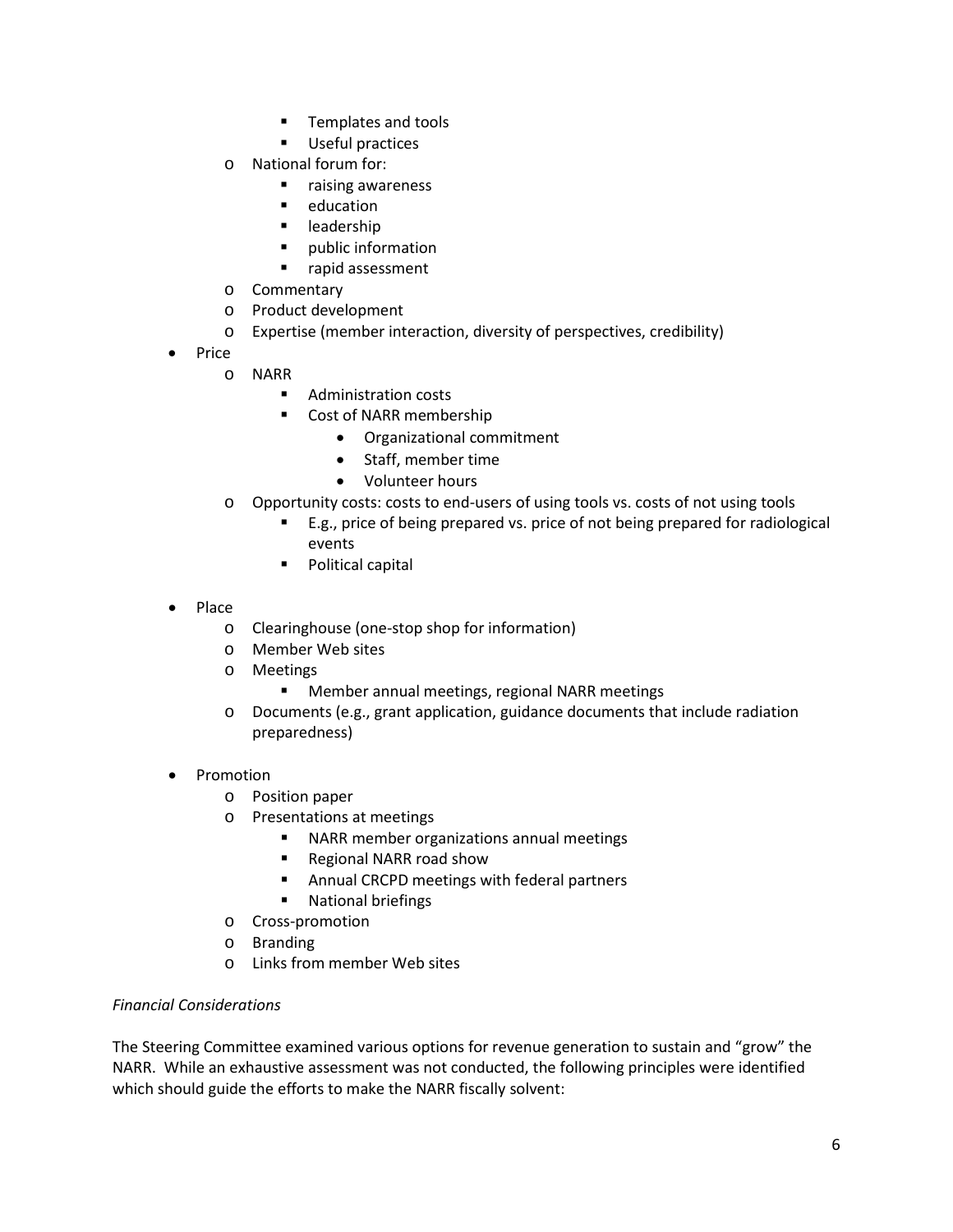- Templates and tools
    - Useful practices
  - National forum for:
    - raising awareness
    - education
    - leadership
    - public information
    - rapid assessment
  - Commentary
  - Product development
  - Expertise (member interaction, diversity of perspectives, credibility)
- Price
  - NARR
    - Administration costs
    - Cost of NARR membership
      - Organizational commitment
      - Staff, member time
      - Volunteer hours
  - Opportunity costs: costs to end-users of using tools vs. costs of not using tools
    - E.g., price of being prepared vs. price of not being prepared for radiological events
    - Political capital

- Place
  - Clearinghouse (one-stop shop for information)
  - Member Web sites
  - Meetings
    - Member annual meetings, regional NARR meetings
  - Documents (e.g., grant application, guidance documents that include radiation preparedness)

- Promotion
  - Position paper
  - Presentations at meetings
    - NARR member organizations annual meetings
    - Regional NARR road show
    - Annual CRCPD meetings with federal partners
    - National briefings
  - Cross-promotion
  - Branding
  - Links from member Web sites

*Financial Considerations*

The Steering Committee examined various options for revenue generation to sustain and "grow" the NARR. While an exhaustive assessment was not conducted, the following principles were identified which should guide the efforts to make the NARR fiscally solvent: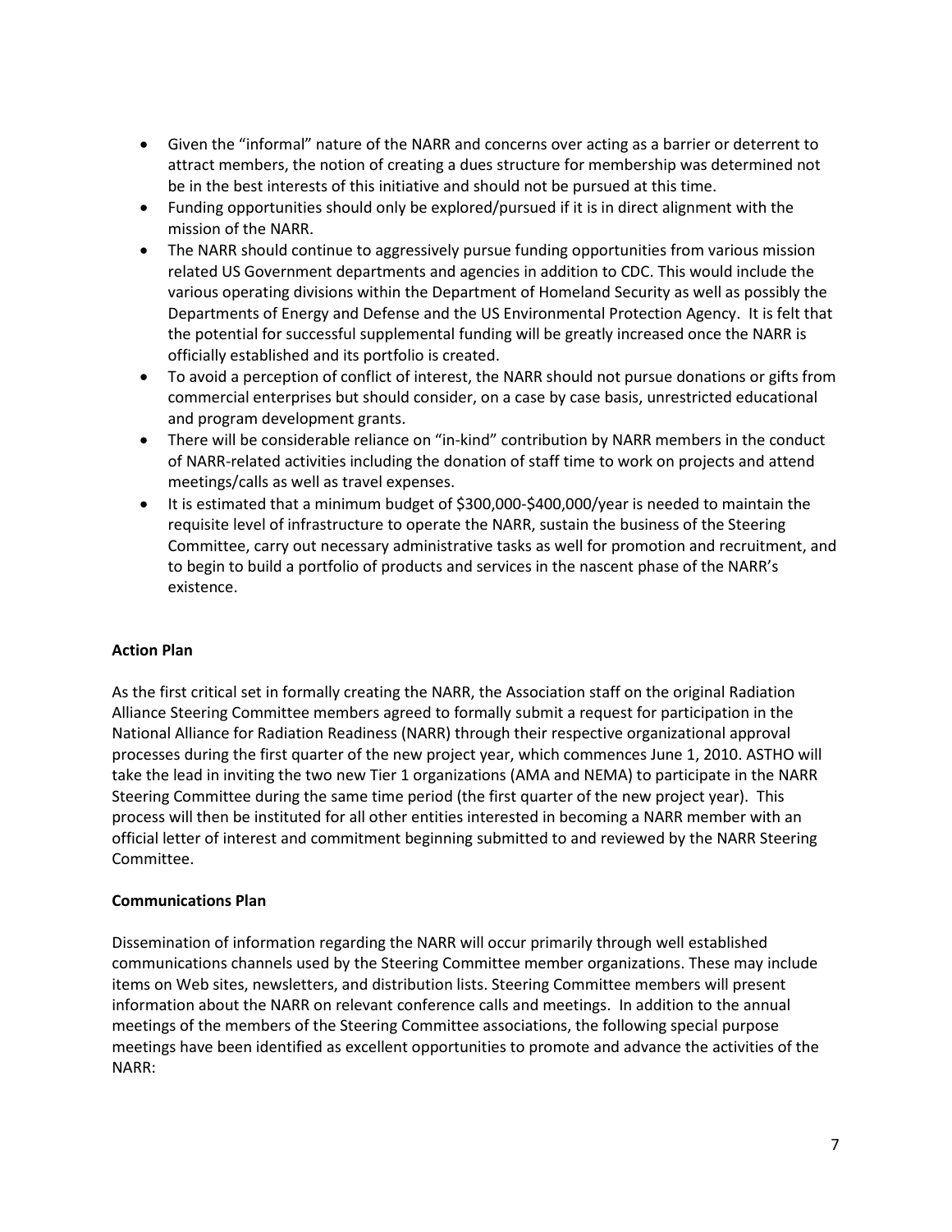- Given the "informal" nature of the NARR and concerns over acting as a barrier or deterrent to attract members, the notion of creating a dues structure for membership was determined not be in the best interests of this initiative and should not be pursued at this time.
- Funding opportunities should only be explored/pursued if it is in direct alignment with the mission of the NARR.
- The NARR should continue to aggressively pursue funding opportunities from various mission related US Government departments and agencies in addition to CDC. This would include the various operating divisions within the Department of Homeland Security as well as possibly the Departments of Energy and Defense and the US Environmental Protection Agency. It is felt that the potential for successful supplemental funding will be greatly increased once the NARR is officially established and its portfolio is created.
- To avoid a perception of conflict of interest, the NARR should not pursue donations or gifts from commercial enterprises but should consider, on a case by case basis, unrestricted educational and program development grants.
- There will be considerable reliance on "in-kind" contribution by NARR members in the conduct of NARR-related activities including the donation of staff time to work on projects and attend meetings/calls as well as travel expenses.
- It is estimated that a minimum budget of $300,000-$400,000/year is needed to maintain the requisite level of infrastructure to operate the NARR, sustain the business of the Steering Committee, carry out necessary administrative tasks as well for promotion and recruitment, and to begin to build a portfolio of products and services in the nascent phase of the NARR's existence.

**Action Plan**

As the first critical set in formally creating the NARR, the Association staff on the original Radiation Alliance Steering Committee members agreed to formally submit a request for participation in the National Alliance for Radiation Readiness (NARR) through their respective organizational approval processes during the first quarter of the new project year, which commences June 1, 2010. ASTHO will take the lead in inviting the two new Tier 1 organizations (AMA and NEMA) to participate in the NARR Steering Committee during the same time period (the first quarter of the new project year). This process will then be instituted for all other entities interested in becoming a NARR member with an official letter of interest and commitment beginning submitted to and reviewed by the NARR Steering Committee.

**Communications Plan**

Dissemination of information regarding the NARR will occur primarily through well established communications channels used by the Steering Committee member organizations. These may include items on Web sites, newsletters, and distribution lists. Steering Committee members will present information about the NARR on relevant conference calls and meetings. In addition to the annual meetings of the members of the Steering Committee associations, the following special purpose meetings have been identified as excellent opportunities to promote and advance the activities of the NARR: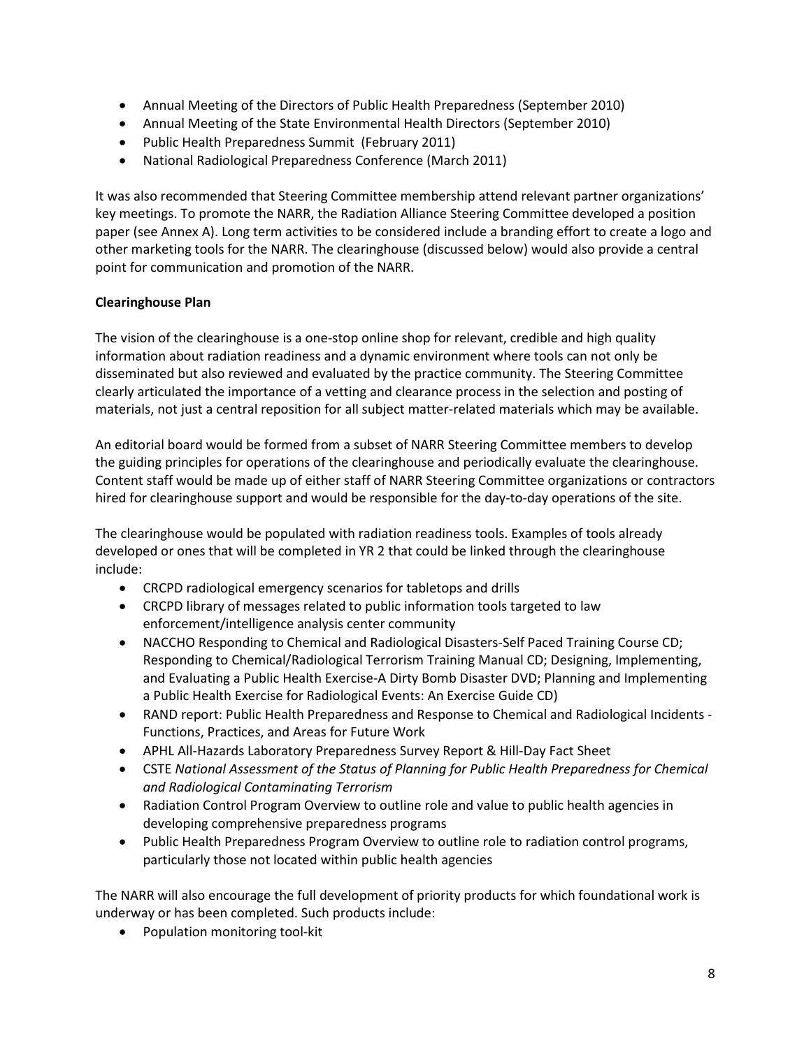- Annual Meeting of the Directors of Public Health Preparedness (September 2010)
- Annual Meeting of the State Environmental Health Directors (September 2010)
- Public Health Preparedness Summit (February 2011)
- National Radiological Preparedness Conference (March 2011)

It was also recommended that Steering Committee membership attend relevant partner organizations' key meetings. To promote the NARR, the Radiation Alliance Steering Committee developed a position paper (see Annex A). Long term activities to be considered include a branding effort to create a logo and other marketing tools for the NARR. The clearinghouse (discussed below) would also provide a central point for communication and promotion of the NARR.

**Clearinghouse Plan**

The vision of the clearinghouse is a one-stop online shop for relevant, credible and high quality information about radiation readiness and a dynamic environment where tools can not only be disseminated but also reviewed and evaluated by the practice community. The Steering Committee clearly articulated the importance of a vetting and clearance process in the selection and posting of materials, not just a central reposition for all subject matter-related materials which may be available.

An editorial board would be formed from a subset of NARR Steering Committee members to develop the guiding principles for operations of the clearinghouse and periodically evaluate the clearinghouse. Content staff would be made up of either staff of NARR Steering Committee organizations or contractors hired for clearinghouse support and would be responsible for the day-to-day operations of the site.

The clearinghouse would be populated with radiation readiness tools. Examples of tools already developed or ones that will be completed in YR 2 that could be linked through the clearinghouse include:

- CRCPD radiological emergency scenarios for tabletops and drills
- CRCPD library of messages related to public information tools targeted to law enforcement/intelligence analysis center community
- NACCHO Responding to Chemical and Radiological Disasters-Self Paced Training Course CD; Responding to Chemical/Radiological Terrorism Training Manual CD; Designing, Implementing, and Evaluating a Public Health Exercise-A Dirty Bomb Disaster DVD; Planning and Implementing a Public Health Exercise for Radiological Events: An Exercise Guide CD)
- RAND report: Public Health Preparedness and Response to Chemical and Radiological Incidents - Functions, Practices, and Areas for Future Work
- APHL All-Hazards Laboratory Preparedness Survey Report & Hill-Day Fact Sheet
- CSTE *National Assessment of the Status of Planning for Public Health Preparedness for Chemical and Radiological Contaminating Terrorism*
- Radiation Control Program Overview to outline role and value to public health agencies in developing comprehensive preparedness programs
- Public Health Preparedness Program Overview to outline role to radiation control programs, particularly those not located within public health agencies

The NARR will also encourage the full development of priority products for which foundational work is underway or has been completed. Such products include:

- Population monitoring tool-kit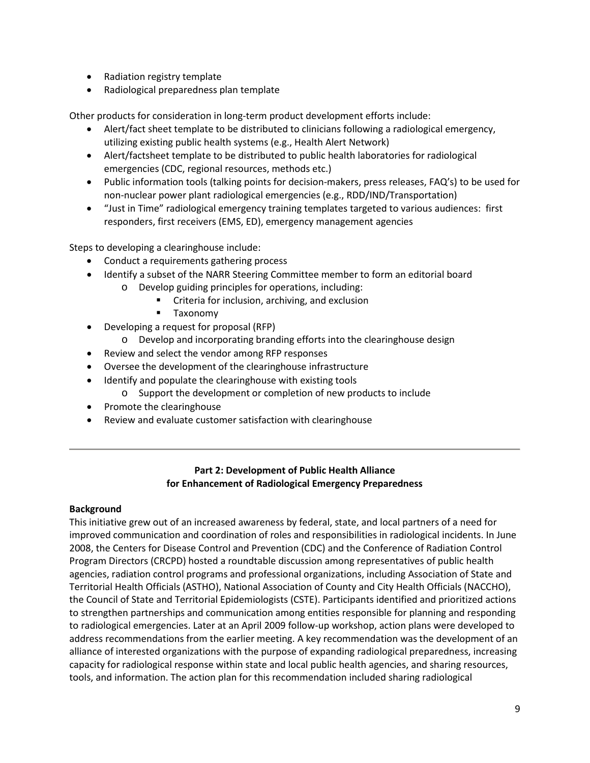- Radiation registry template
- Radiological preparedness plan template

Other products for consideration in long-term product development efforts include:

- Alert/fact sheet template to be distributed to clinicians following a radiological emergency, utilizing existing public health systems (e.g., Health Alert Network)
- Alert/factsheet template to be distributed to public health laboratories for radiological emergencies (CDC, regional resources, methods etc.)
- Public information tools (talking points for decision-makers, press releases, FAQ's) to be used for non-nuclear power plant radiological emergencies (e.g., RDD/IND/Transportation)
- "Just in Time" radiological emergency training templates targeted to various audiences: first responders, first receivers (EMS, ED), emergency management agencies

Steps to developing a clearinghouse include:

- Conduct a requirements gathering process
- Identify a subset of the NARR Steering Committee member to form an editorial board
  - Develop guiding principles for operations, including:
    - Criteria for inclusion, archiving, and exclusion
    - Taxonomy
- Developing a request for proposal (RFP)
  - Develop and incorporating branding efforts into the clearinghouse design
- Review and select the vendor among RFP responses
- Oversee the development of the clearinghouse infrastructure
- Identify and populate the clearinghouse with existing tools
  - Support the development or completion of new products to include
- Promote the clearinghouse
- Review and evaluate customer satisfaction with clearinghouse

---

## Part 2: Development of Public Health Alliance for Enhancement of Radiological Emergency Preparedness

**Background**

This initiative grew out of an increased awareness by federal, state, and local partners of a need for improved communication and coordination of roles and responsibilities in radiological incidents. In June 2008, the Centers for Disease Control and Prevention (CDC) and the Conference of Radiation Control Program Directors (CRCPD) hosted a roundtable discussion among representatives of public health agencies, radiation control programs and professional organizations, including Association of State and Territorial Health Officials (ASTHO), National Association of County and City Health Officials (NACCHO), the Council of State and Territorial Epidemiologists (CSTE). Participants identified and prioritized actions to strengthen partnerships and communication among entities responsible for planning and responding to radiological emergencies. Later at an April 2009 follow-up workshop, action plans were developed to address recommendations from the earlier meeting. A key recommendation was the development of an alliance of interested organizations with the purpose of expanding radiological preparedness, increasing capacity for radiological response within state and local public health agencies, and sharing resources, tools, and information. The action plan for this recommendation included sharing radiological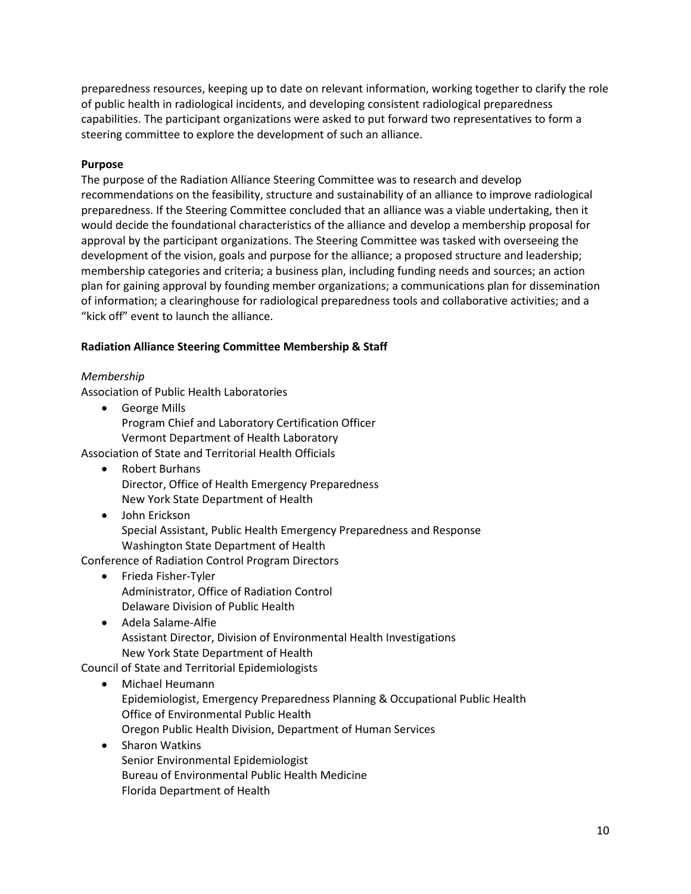preparedness resources, keeping up to date on relevant information, working together to clarify the role of public health in radiological incidents, and developing consistent radiological preparedness capabilities. The participant organizations were asked to put forward two representatives to form a steering committee to explore the development of such an alliance.

**Purpose**

The purpose of the Radiation Alliance Steering Committee was to research and develop recommendations on the feasibility, structure and sustainability of an alliance to improve radiological preparedness. If the Steering Committee concluded that an alliance was a viable undertaking, then it would decide the foundational characteristics of the alliance and develop a membership proposal for approval by the participant organizations. The Steering Committee was tasked with overseeing the development of the vision, goals and purpose for the alliance; a proposed structure and leadership; membership categories and criteria; a business plan, including funding needs and sources; an action plan for gaining approval by founding member organizations; a communications plan for dissemination of information; a clearinghouse for radiological preparedness tools and collaborative activities; and a "kick off" event to launch the alliance.

**Radiation Alliance Steering Committee Membership & Staff**

*Membership*

Association of Public Health Laboratories

- George Mills
  Program Chief and Laboratory Certification Officer
  Vermont Department of Health Laboratory

Association of State and Territorial Health Officials

- Robert Burhans
  Director, Office of Health Emergency Preparedness
  New York State Department of Health
- John Erickson
  Special Assistant, Public Health Emergency Preparedness and Response
  Washington State Department of Health

Conference of Radiation Control Program Directors

- Frieda Fisher-Tyler
  Administrator, Office of Radiation Control
  Delaware Division of Public Health
- Adela Salame-Alfie
  Assistant Director, Division of Environmental Health Investigations
  New York State Department of Health

Council of State and Territorial Epidemiologists

- Michael Heumann
  Epidemiologist, Emergency Preparedness Planning & Occupational Public Health
  Office of Environmental Public Health
  Oregon Public Health Division, Department of Human Services
- Sharon Watkins
  Senior Environmental Epidemiologist
  Bureau of Environmental Public Health Medicine
  Florida Department of Health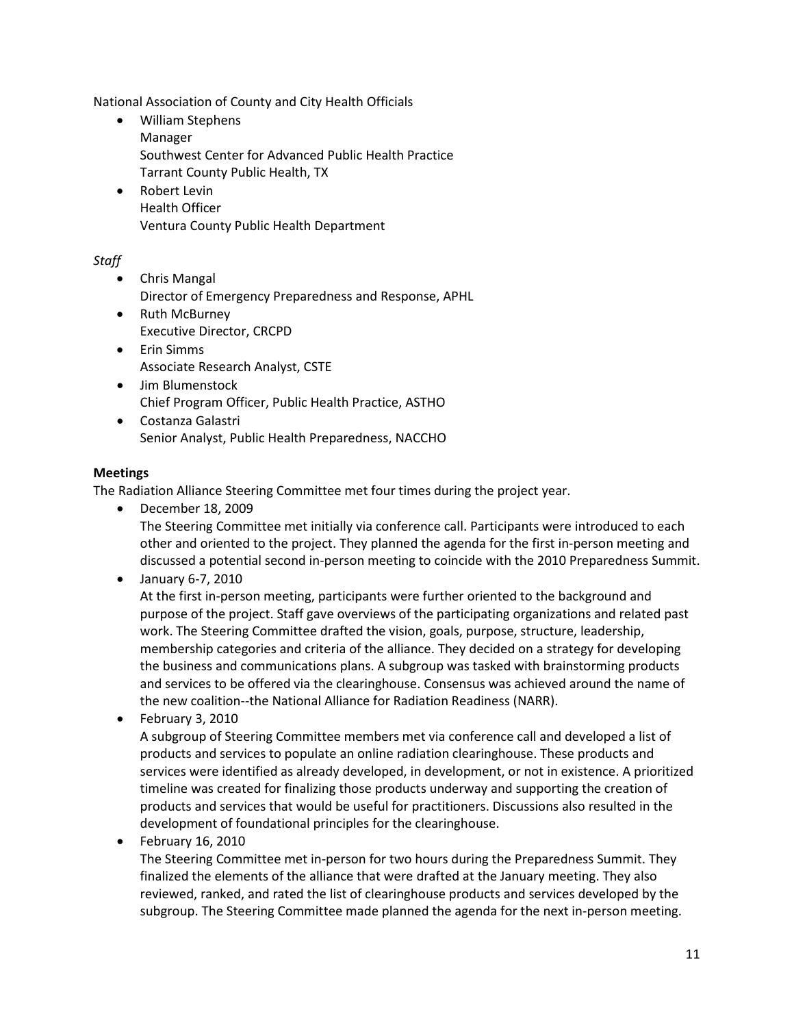National Association of County and City Health Officials

- William Stephens
  Manager
  Southwest Center for Advanced Public Health Practice
  Tarrant County Public Health, TX
- Robert Levin
  Health Officer
  Ventura County Public Health Department

*Staff*

- Chris Mangal
  Director of Emergency Preparedness and Response, APHL
- Ruth McBurney
  Executive Director, CRCPD
- Erin Simms
  Associate Research Analyst, CSTE
- Jim Blumenstock
  Chief Program Officer, Public Health Practice, ASTHO
- Costanza Galastri
  Senior Analyst, Public Health Preparedness, NACCHO

**Meetings**

The Radiation Alliance Steering Committee met four times during the project year.

- December 18, 2009
  The Steering Committee met initially via conference call. Participants were introduced to each other and oriented to the project. They planned the agenda for the first in-person meeting and discussed a potential second in-person meeting to coincide with the 2010 Preparedness Summit.
- January 6-7, 2010
  At the first in-person meeting, participants were further oriented to the background and purpose of the project. Staff gave overviews of the participating organizations and related past work. The Steering Committee drafted the vision, goals, purpose, structure, leadership, membership categories and criteria of the alliance. They decided on a strategy for developing the business and communications plans. A subgroup was tasked with brainstorming products and services to be offered via the clearinghouse. Consensus was achieved around the name of the new coalition--the National Alliance for Radiation Readiness (NARR).
- February 3, 2010
  A subgroup of Steering Committee members met via conference call and developed a list of products and services to populate an online radiation clearinghouse. These products and services were identified as already developed, in development, or not in existence. A prioritized timeline was created for finalizing those products underway and supporting the creation of products and services that would be useful for practitioners. Discussions also resulted in the development of foundational principles for the clearinghouse.
- February 16, 2010
  The Steering Committee met in-person for two hours during the Preparedness Summit. They finalized the elements of the alliance that were drafted at the January meeting. They also reviewed, ranked, and rated the list of clearinghouse products and services developed by the subgroup. The Steering Committee made planned the agenda for the next in-person meeting.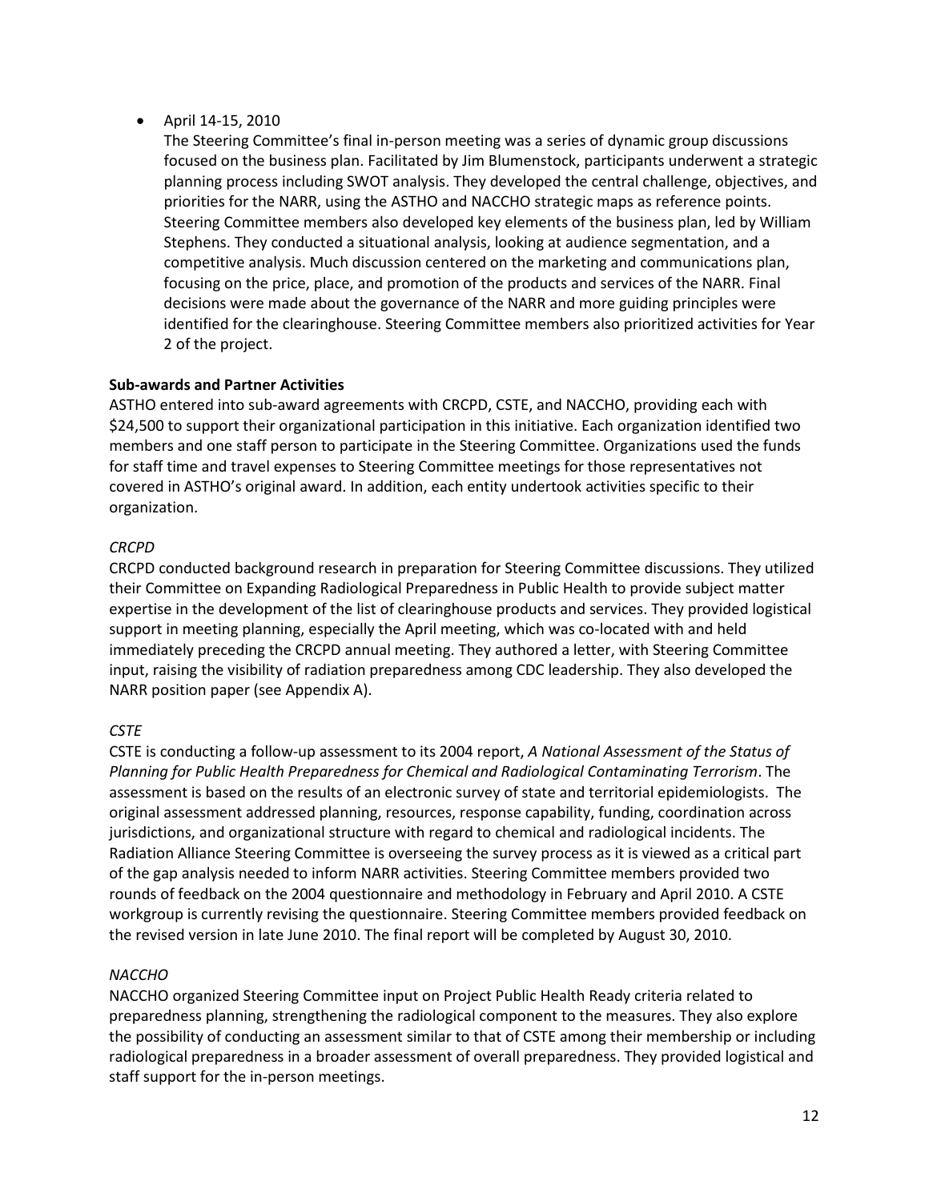- April 14-15, 2010

  The Steering Committee's final in-person meeting was a series of dynamic group discussions focused on the business plan. Facilitated by Jim Blumenstock, participants underwent a strategic planning process including SWOT analysis. They developed the central challenge, objectives, and priorities for the NARR, using the ASTHO and NACCHO strategic maps as reference points. Steering Committee members also developed key elements of the business plan, led by William Stephens. They conducted a situational analysis, looking at audience segmentation, and a competitive analysis. Much discussion centered on the marketing and communications plan, focusing on the price, place, and promotion of the products and services of the NARR. Final decisions were made about the governance of the NARR and more guiding principles were identified for the clearinghouse. Steering Committee members also prioritized activities for Year 2 of the project.

**Sub-awards and Partner Activities**

ASTHO entered into sub-award agreements with CRCPD, CSTE, and NACCHO, providing each with $24,500 to support their organizational participation in this initiative. Each organization identified two members and one staff person to participate in the Steering Committee. Organizations used the funds for staff time and travel expenses to Steering Committee meetings for those representatives not covered in ASTHO's original award. In addition, each entity undertook activities specific to their organization.

*CRCPD*

CRCPD conducted background research in preparation for Steering Committee discussions. They utilized their Committee on Expanding Radiological Preparedness in Public Health to provide subject matter expertise in the development of the list of clearinghouse products and services. They provided logistical support in meeting planning, especially the April meeting, which was co-located with and held immediately preceding the CRCPD annual meeting. They authored a letter, with Steering Committee input, raising the visibility of radiation preparedness among CDC leadership. They also developed the NARR position paper (see Appendix A).

*CSTE*

CSTE is conducting a follow-up assessment to its 2004 report, *A National Assessment of the Status of Planning for Public Health Preparedness for Chemical and Radiological Contaminating Terrorism*. The assessment is based on the results of an electronic survey of state and territorial epidemiologists. The original assessment addressed planning, resources, response capability, funding, coordination across jurisdictions, and organizational structure with regard to chemical and radiological incidents. The Radiation Alliance Steering Committee is overseeing the survey process as it is viewed as a critical part of the gap analysis needed to inform NARR activities. Steering Committee members provided two rounds of feedback on the 2004 questionnaire and methodology in February and April 2010. A CSTE workgroup is currently revising the questionnaire. Steering Committee members provided feedback on the revised version in late June 2010. The final report will be completed by August 30, 2010.

*NACCHO*

NACCHO organized Steering Committee input on Project Public Health Ready criteria related to preparedness planning, strengthening the radiological component to the measures. They also explore the possibility of conducting an assessment similar to that of CSTE among their membership or including radiological preparedness in a broader assessment of overall preparedness. They provided logistical and staff support for the in-person meetings.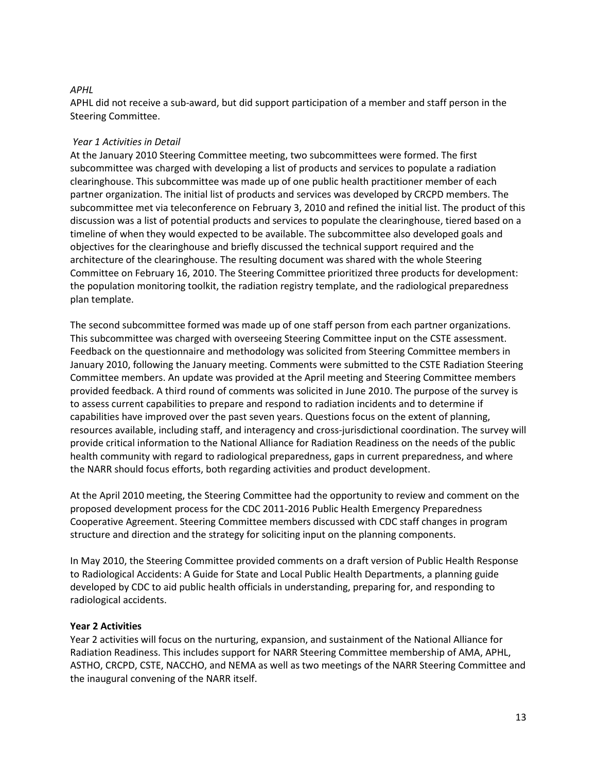*APHL*

APHL did not receive a sub-award, but did support participation of a member and staff person in the Steering Committee.

*Year 1 Activities in Detail*

At the January 2010 Steering Committee meeting, two subcommittees were formed. The first subcommittee was charged with developing a list of products and services to populate a radiation clearinghouse. This subcommittee was made up of one public health practitioner member of each partner organization. The initial list of products and services was developed by CRCPD members. The subcommittee met via teleconference on February 3, 2010 and refined the initial list. The product of this discussion was a list of potential products and services to populate the clearinghouse, tiered based on a timeline of when they would expected to be available. The subcommittee also developed goals and objectives for the clearinghouse and briefly discussed the technical support required and the architecture of the clearinghouse. The resulting document was shared with the whole Steering Committee on February 16, 2010. The Steering Committee prioritized three products for development: the population monitoring toolkit, the radiation registry template, and the radiological preparedness plan template.

The second subcommittee formed was made up of one staff person from each partner organizations. This subcommittee was charged with overseeing Steering Committee input on the CSTE assessment. Feedback on the questionnaire and methodology was solicited from Steering Committee members in January 2010, following the January meeting. Comments were submitted to the CSTE Radiation Steering Committee members. An update was provided at the April meeting and Steering Committee members provided feedback. A third round of comments was solicited in June 2010. The purpose of the survey is to assess current capabilities to prepare and respond to radiation incidents and to determine if capabilities have improved over the past seven years. Questions focus on the extent of planning, resources available, including staff, and interagency and cross-jurisdictional coordination. The survey will provide critical information to the National Alliance for Radiation Readiness on the needs of the public health community with regard to radiological preparedness, gaps in current preparedness, and where the NARR should focus efforts, both regarding activities and product development.

At the April 2010 meeting, the Steering Committee had the opportunity to review and comment on the proposed development process for the CDC 2011-2016 Public Health Emergency Preparedness Cooperative Agreement. Steering Committee members discussed with CDC staff changes in program structure and direction and the strategy for soliciting input on the planning components.

In May 2010, the Steering Committee provided comments on a draft version of Public Health Response to Radiological Accidents: A Guide for State and Local Public Health Departments, a planning guide developed by CDC to aid public health officials in understanding, preparing for, and responding to radiological accidents.

**Year 2 Activities**

Year 2 activities will focus on the nurturing, expansion, and sustainment of the National Alliance for Radiation Readiness. This includes support for NARR Steering Committee membership of AMA, APHL, ASTHO, CRCPD, CSTE, NACCHO, and NEMA as well as two meetings of the NARR Steering Committee and the inaugural convening of the NARR itself.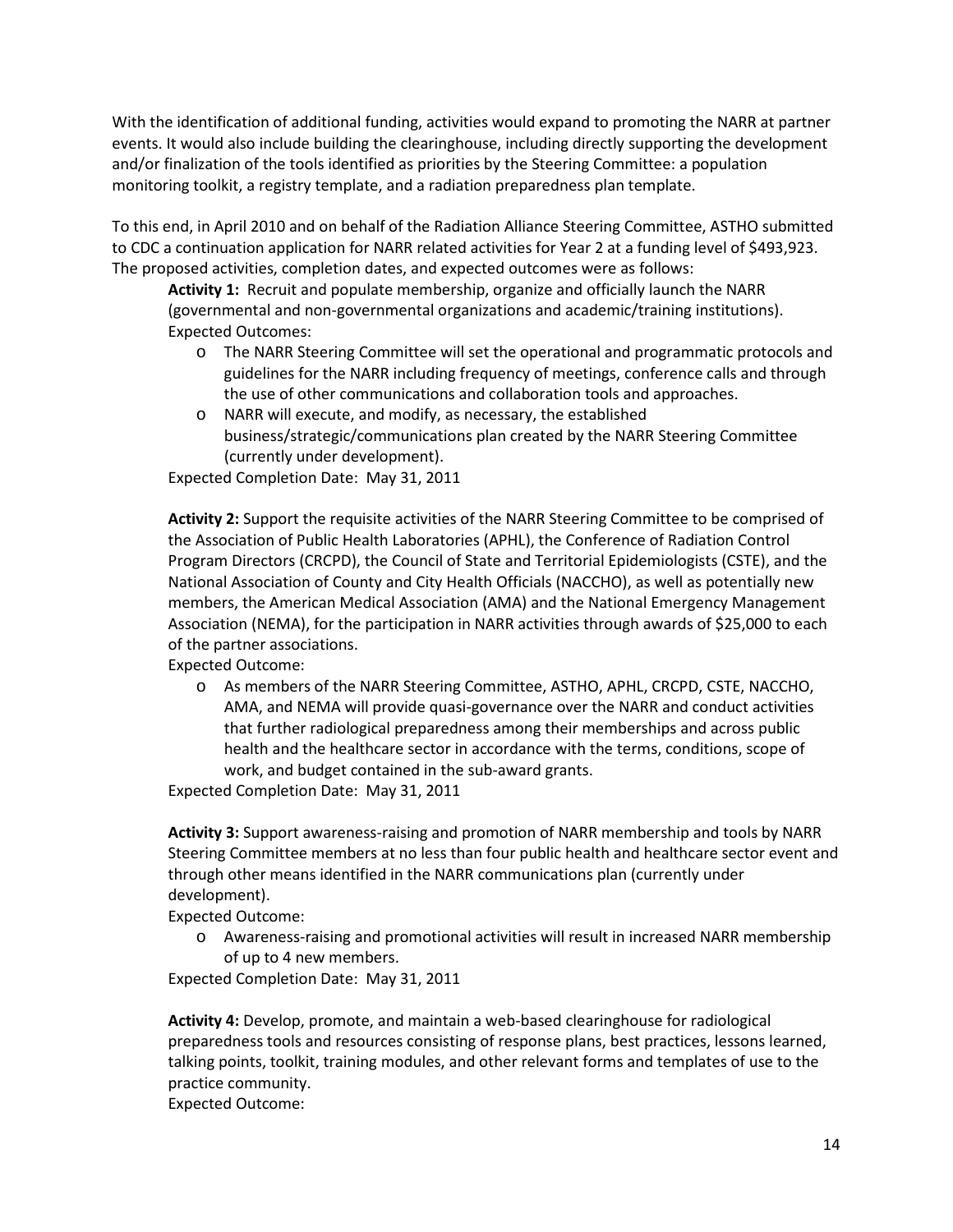With the identification of additional funding, activities would expand to promoting the NARR at partner events. It would also include building the clearinghouse, including directly supporting the development and/or finalization of the tools identified as priorities by the Steering Committee: a population monitoring toolkit, a registry template, and a radiation preparedness plan template.

To this end, in April 2010 and on behalf of the Radiation Alliance Steering Committee, ASTHO submitted to CDC a continuation application for NARR related activities for Year 2 at a funding level of $493,923. The proposed activities, completion dates, and expected outcomes were as follows:

**Activity 1:** Recruit and populate membership, organize and officially launch the NARR (governmental and non-governmental organizations and academic/training institutions).
Expected Outcomes:

- The NARR Steering Committee will set the operational and programmatic protocols and guidelines for the NARR including frequency of meetings, conference calls and through the use of other communications and collaboration tools and approaches.
- NARR will execute, and modify, as necessary, the established business/strategic/communications plan created by the NARR Steering Committee (currently under development).

Expected Completion Date: May 31, 2011

**Activity 2:** Support the requisite activities of the NARR Steering Committee to be comprised of the Association of Public Health Laboratories (APHL), the Conference of Radiation Control Program Directors (CRCPD), the Council of State and Territorial Epidemiologists (CSTE), and the National Association of County and City Health Officials (NACCHO), as well as potentially new members, the American Medical Association (AMA) and the National Emergency Management Association (NEMA), for the participation in NARR activities through awards of $25,000 to each of the partner associations.
Expected Outcome:

- As members of the NARR Steering Committee, ASTHO, APHL, CRCPD, CSTE, NACCHO, AMA, and NEMA will provide quasi-governance over the NARR and conduct activities that further radiological preparedness among their memberships and across public health and the healthcare sector in accordance with the terms, conditions, scope of work, and budget contained in the sub-award grants.

Expected Completion Date: May 31, 2011

**Activity 3:** Support awareness-raising and promotion of NARR membership and tools by NARR Steering Committee members at no less than four public health and healthcare sector event and through other means identified in the NARR communications plan (currently under development).
Expected Outcome:

- Awareness-raising and promotional activities will result in increased NARR membership of up to 4 new members.

Expected Completion Date: May 31, 2011

**Activity 4:** Develop, promote, and maintain a web-based clearinghouse for radiological preparedness tools and resources consisting of response plans, best practices, lessons learned, talking points, toolkit, training modules, and other relevant forms and templates of use to the practice community.
Expected Outcome: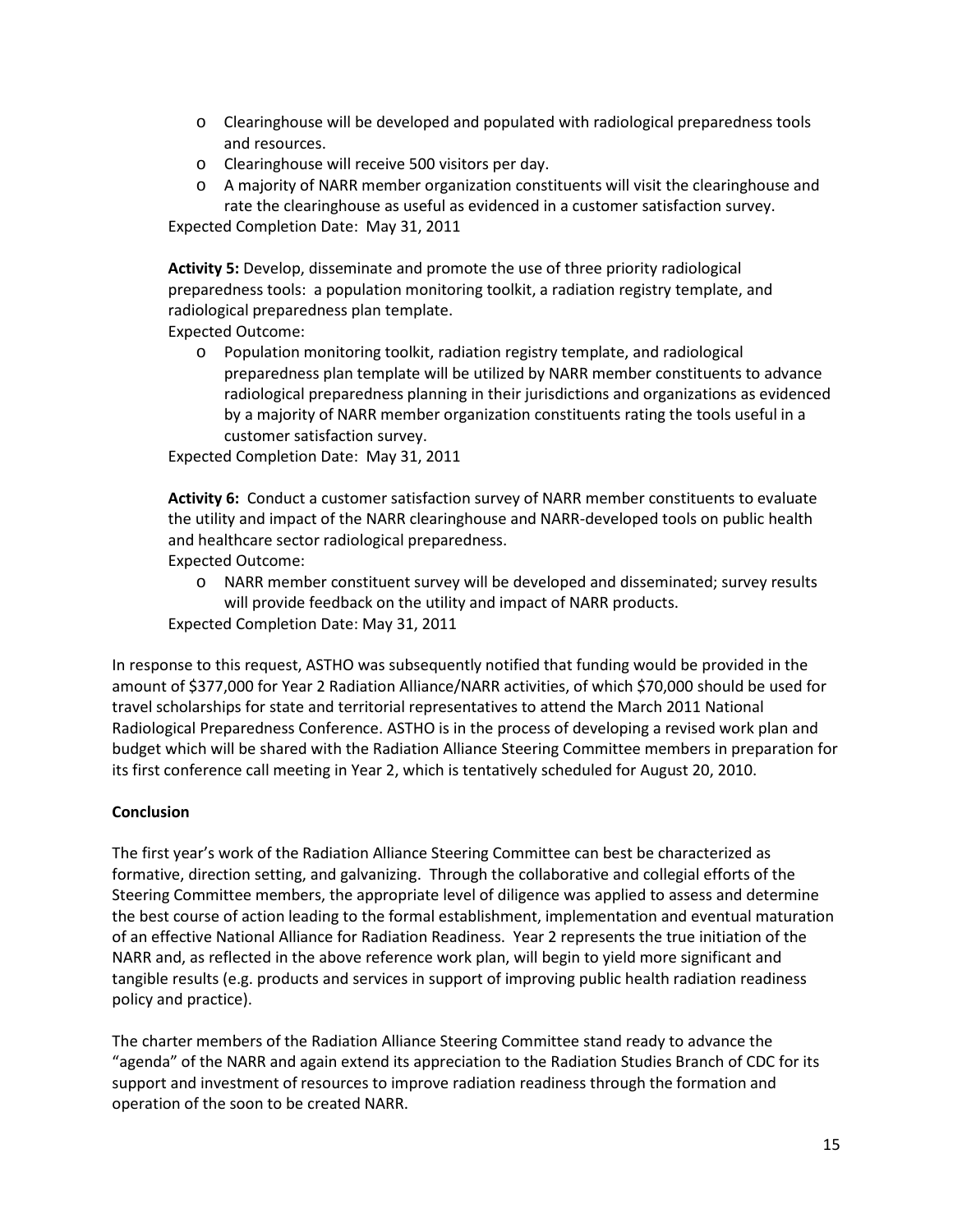- Clearinghouse will be developed and populated with radiological preparedness tools and resources.
- Clearinghouse will receive 500 visitors per day.
- A majority of NARR member organization constituents will visit the clearinghouse and rate the clearinghouse as useful as evidenced in a customer satisfaction survey.

Expected Completion Date: May 31, 2011

**Activity 5:** Develop, disseminate and promote the use of three priority radiological preparedness tools: a population monitoring toolkit, a radiation registry template, and radiological preparedness plan template.

Expected Outcome:

- Population monitoring toolkit, radiation registry template, and radiological preparedness plan template will be utilized by NARR member constituents to advance radiological preparedness planning in their jurisdictions and organizations as evidenced by a majority of NARR member organization constituents rating the tools useful in a customer satisfaction survey.

Expected Completion Date: May 31, 2011

**Activity 6:** Conduct a customer satisfaction survey of NARR member constituents to evaluate the utility and impact of the NARR clearinghouse and NARR-developed tools on public health and healthcare sector radiological preparedness.

Expected Outcome:

- NARR member constituent survey will be developed and disseminated; survey results will provide feedback on the utility and impact of NARR products.

Expected Completion Date: May 31, 2011

In response to this request, ASTHO was subsequently notified that funding would be provided in the amount of $377,000 for Year 2 Radiation Alliance/NARR activities, of which $70,000 should be used for travel scholarships for state and territorial representatives to attend the March 2011 National Radiological Preparedness Conference. ASTHO is in the process of developing a revised work plan and budget which will be shared with the Radiation Alliance Steering Committee members in preparation for its first conference call meeting in Year 2, which is tentatively scheduled for August 20, 2010.

**Conclusion**

The first year's work of the Radiation Alliance Steering Committee can best be characterized as formative, direction setting, and galvanizing. Through the collaborative and collegial efforts of the Steering Committee members, the appropriate level of diligence was applied to assess and determine the best course of action leading to the formal establishment, implementation and eventual maturation of an effective National Alliance for Radiation Readiness. Year 2 represents the true initiation of the NARR and, as reflected in the above reference work plan, will begin to yield more significant and tangible results (e.g. products and services in support of improving public health radiation readiness policy and practice).

The charter members of the Radiation Alliance Steering Committee stand ready to advance the "agenda" of the NARR and again extend its appreciation to the Radiation Studies Branch of CDC for its support and investment of resources to improve radiation readiness through the formation and operation of the soon to be created NARR.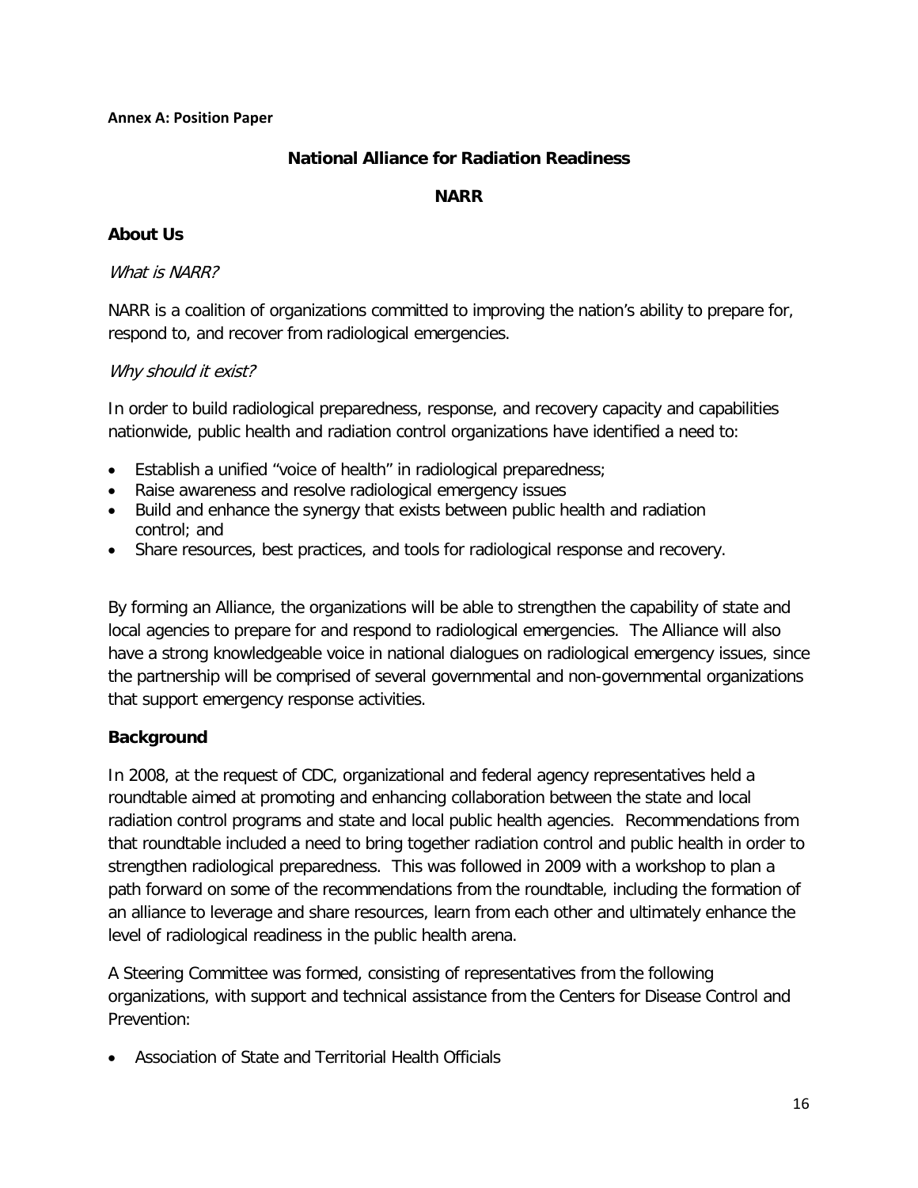**Annex A: Position Paper**

## National Alliance for Radiation Readiness

## NARR

### About Us

*What is NARR?*

NARR is a coalition of organizations committed to improving the nation's ability to prepare for, respond to, and recover from radiological emergencies.

*Why should it exist?*

In order to build radiological preparedness, response, and recovery capacity and capabilities nationwide, public health and radiation control organizations have identified a need to:

- Establish a unified "voice of health" in radiological preparedness;
- Raise awareness and resolve radiological emergency issues
- Build and enhance the synergy that exists between public health and radiation control; and
- Share resources, best practices, and tools for radiological response and recovery.

By forming an Alliance, the organizations will be able to strengthen the capability of state and local agencies to prepare for and respond to radiological emergencies. The Alliance will also have a strong knowledgeable voice in national dialogues on radiological emergency issues, since the partnership will be comprised of several governmental and non-governmental organizations that support emergency response activities.

### Background

In 2008, at the request of CDC, organizational and federal agency representatives held a roundtable aimed at promoting and enhancing collaboration between the state and local radiation control programs and state and local public health agencies. Recommendations from that roundtable included a need to bring together radiation control and public health in order to strengthen radiological preparedness. This was followed in 2009 with a workshop to plan a path forward on some of the recommendations from the roundtable, including the formation of an alliance to leverage and share resources, learn from each other and ultimately enhance the level of radiological readiness in the public health arena.

A Steering Committee was formed, consisting of representatives from the following organizations, with support and technical assistance from the Centers for Disease Control and Prevention:

- Association of State and Territorial Health Officials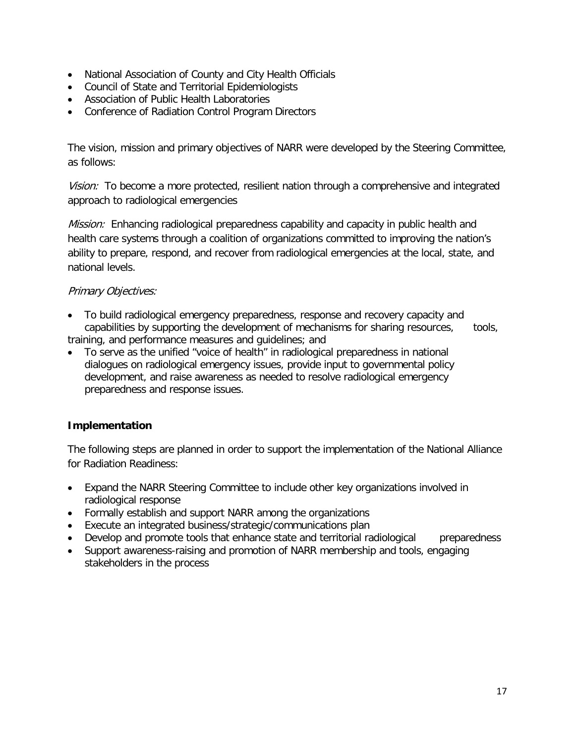- National Association of County and City Health Officials
- Council of State and Territorial Epidemiologists
- Association of Public Health Laboratories
- Conference of Radiation Control Program Directors

The vision, mission and primary objectives of NARR were developed by the Steering Committee, as follows:

*Vision:* To become a more protected, resilient nation through a comprehensive and integrated approach to radiological emergencies

*Mission:* Enhancing radiological preparedness capability and capacity in public health and health care systems through a coalition of organizations committed to improving the nation's ability to prepare, respond, and recover from radiological emergencies at the local, state, and national levels.

*Primary Objectives:*

- To build radiological emergency preparedness, response and recovery capacity and capabilities by supporting the development of mechanisms for sharing resources, tools, training, and performance measures and guidelines; and
- To serve as the unified "voice of health" in radiological preparedness in national dialogues on radiological emergency issues, provide input to governmental policy development, and raise awareness as needed to resolve radiological emergency preparedness and response issues.

**Implementation**

The following steps are planned in order to support the implementation of the National Alliance for Radiation Readiness:

- Expand the NARR Steering Committee to include other key organizations involved in radiological response
- Formally establish and support NARR among the organizations
- Execute an integrated business/strategic/communications plan
- Develop and promote tools that enhance state and territorial radiological preparedness
- Support awareness-raising and promotion of NARR membership and tools, engaging stakeholders in the process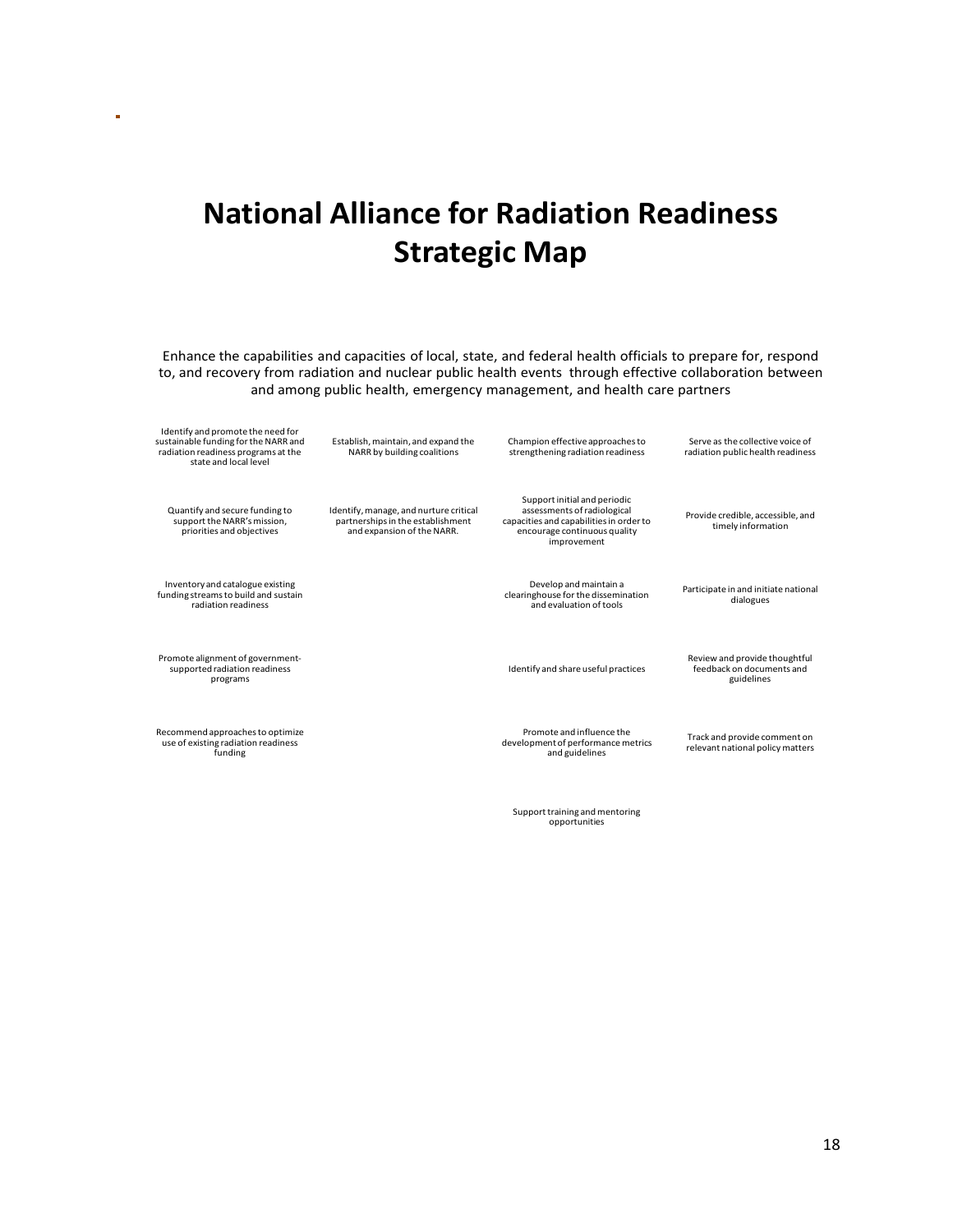# National Alliance for Radiation Readiness Strategic Map

Enhance the capabilities and capacities of local, state, and federal health officials to prepare for, respond to, and recovery from radiation and nuclear public health events through effective collaboration between and among public health, emergency management, and health care partners

| | | | |
|---|---|---|---|
| Identify and promote the need for sustainable funding for the NARR and radiation readiness programs at the state and local level | Establish, maintain, and expand the NARR by building coalitions | Champion effective approaches to strengthening radiation readiness | Serve as the collective voice of radiation public health readiness |
| Quantify and secure funding to support the NARR's mission, priorities and objectives | Identify, manage, and nurture critical partnerships in the establishment and expansion of the NARR. | Support initial and periodic assessments of radiological capacities and capabilities in order to encourage continuous quality improvement | Provide credible, accessible, and timely information |
| Inventory and catalogue existing funding streams to build and sustain radiation readiness | | Develop and maintain a clearinghouse for the dissemination and evaluation of tools | Participate in and initiate national dialogues |
| Promote alignment of government-supported radiation readiness programs | | Identify and share useful practices | Review and provide thoughtful feedback on documents and guidelines |
| Recommend approaches to optimize use of existing radiation readiness funding | | Promote and influence the development of performance metrics and guidelines | Track and provide comment on relevant national policy matters |
| | | Support training and mentoring opportunities | |